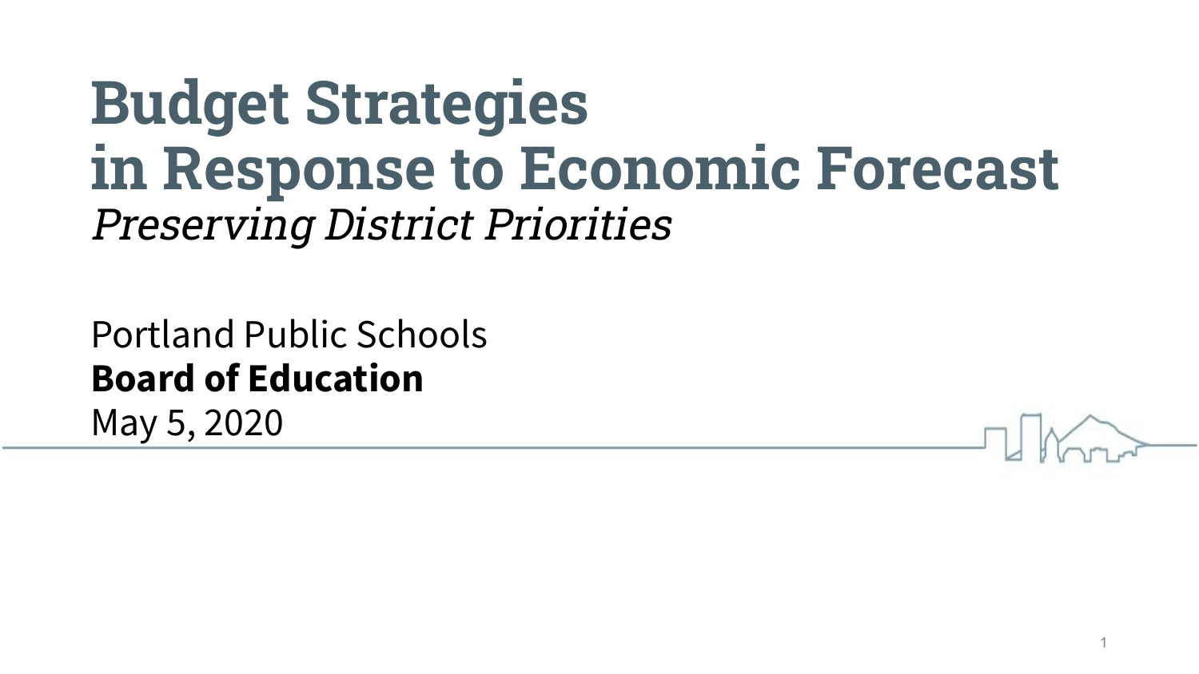# Budget Strategies in Response to Economic Forecast

*Preserving District Priorities*

Portland Public Schools
**Board of Education**
May 5, 2020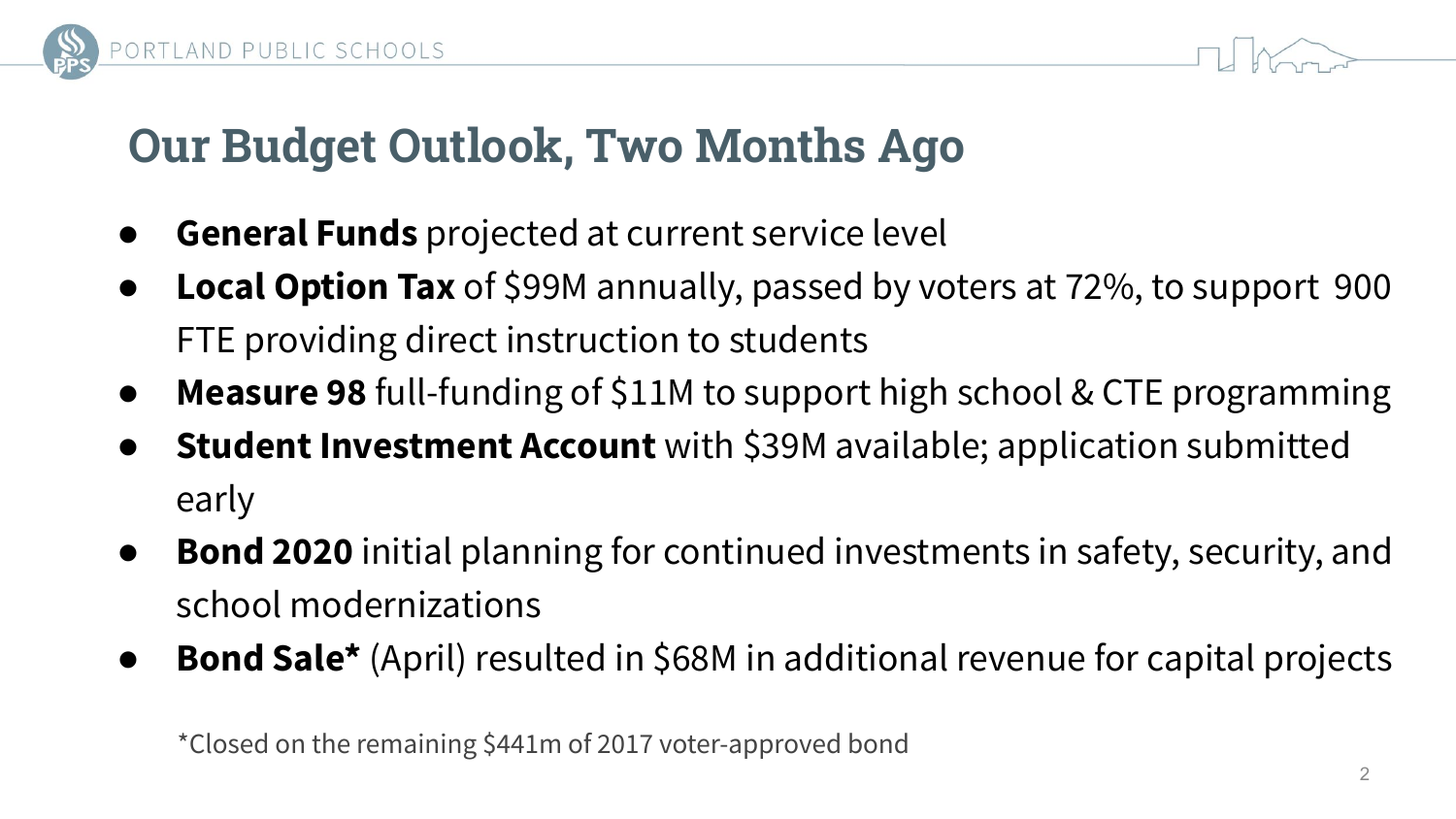# Our Budget Outlook, Two Months Ago

- **General Funds** projected at current service level
- **Local Option Tax** of $99M annually, passed by voters at 72%, to support 900 FTE providing direct instruction to students
- **Measure 98** full-funding of $11M to support high school & CTE programming
- **Student Investment Account** with $39M available; application submitted early
- **Bond 2020** initial planning for continued investments in safety, security, and school modernizations
- **Bond Sale*** (April) resulted in $68M in additional revenue for capital projects

*Closed on the remaining $441m of 2017 voter-approved bond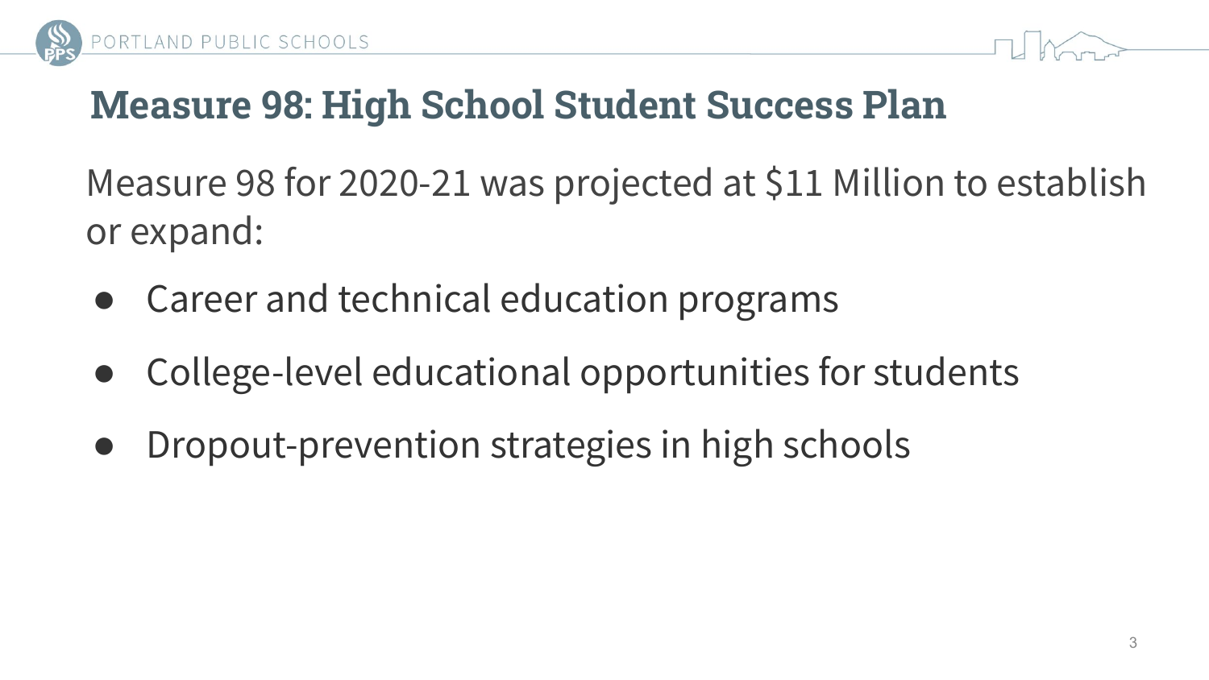# Measure 98: High School Student Success Plan

Measure 98 for 2020-21 was projected at $11 Million to establish or expand:

- Career and technical education programs
- College-level educational opportunities for students
- Dropout-prevention strategies in high schools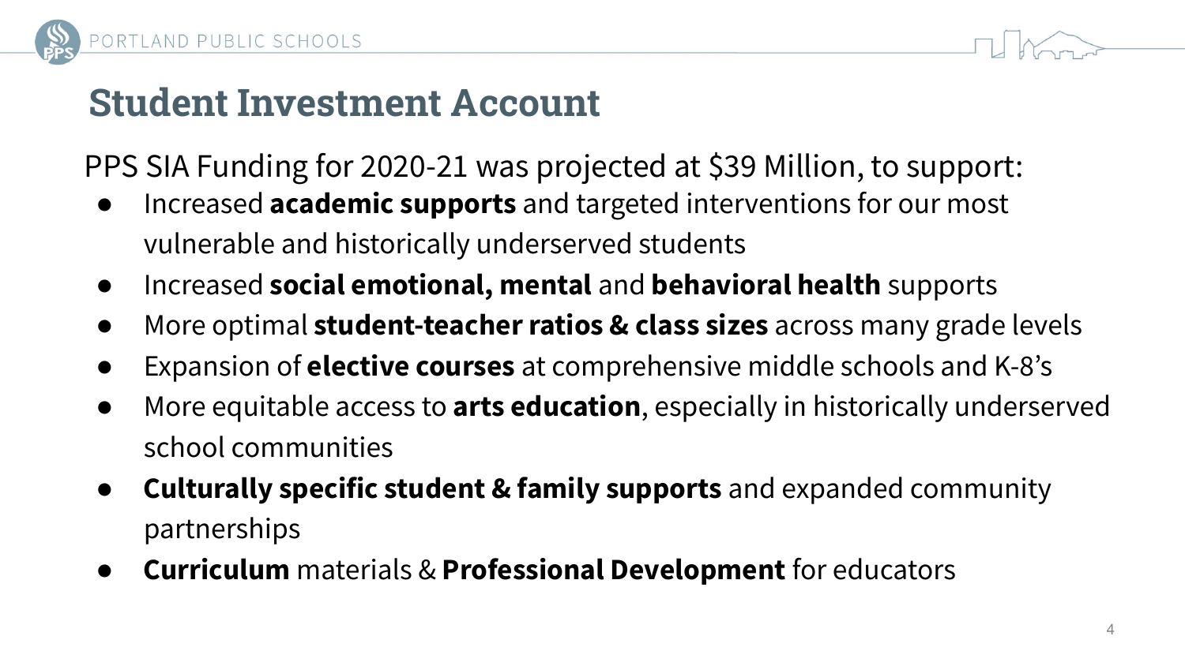# Student Investment Account

PPS SIA Funding for 2020-21 was projected at $39 Million, to support:

- Increased **academic supports** and targeted interventions for our most vulnerable and historically underserved students
- Increased **social emotional, mental** and **behavioral health** supports
- More optimal **student-teacher ratios & class sizes** across many grade levels
- Expansion of **elective courses** at comprehensive middle schools and K-8's
- More equitable access to **arts education**, especially in historically underserved school communities
- **Culturally specific student & family supports** and expanded community partnerships
- **Curriculum** materials & **Professional Development** for educators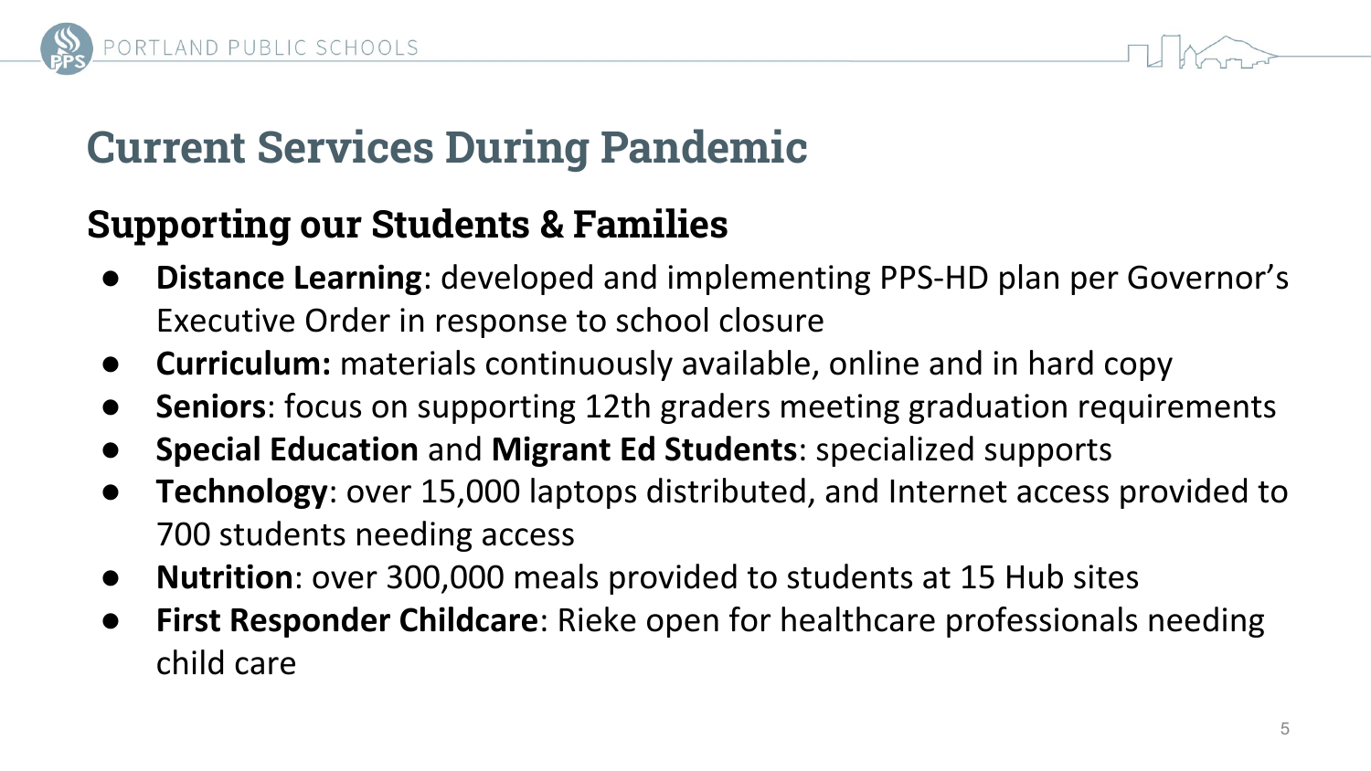# Current Services During Pandemic

## Supporting our Students & Families

- **Distance Learning**: developed and implementing PPS-HD plan per Governor's Executive Order in response to school closure
- **Curriculum:** materials continuously available, online and in hard copy
- **Seniors**: focus on supporting 12th graders meeting graduation requirements
- **Special Education** and **Migrant Ed Students**: specialized supports
- **Technology**: over 15,000 laptops distributed, and Internet access provided to 700 students needing access
- **Nutrition**: over 300,000 meals provided to students at 15 Hub sites
- **First Responder Childcare**: Rieke open for healthcare professionals needing child care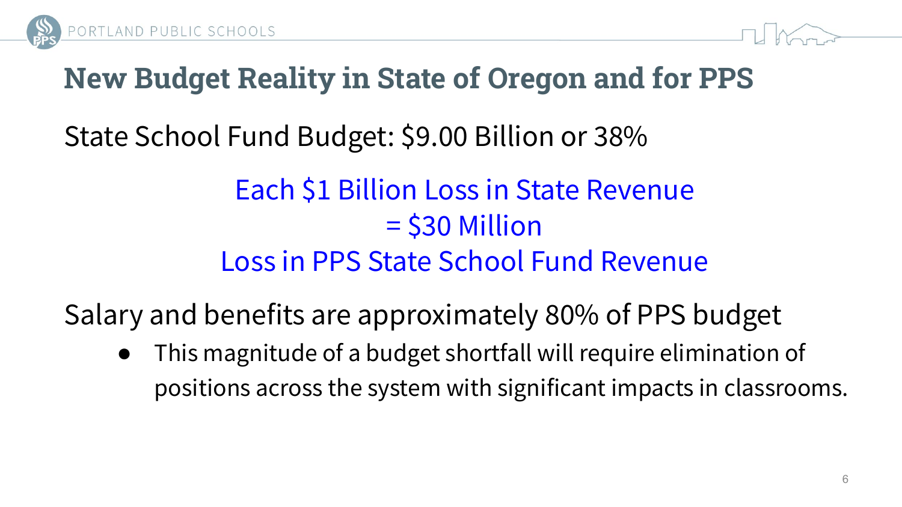# New Budget Reality in State of Oregon and for PPS

State School Fund Budget: $9.00 Billion or 38%

Each $1 Billion Loss in State Revenue
= $30 Million
Loss in PPS State School Fund Revenue

Salary and benefits are approximately 80% of PPS budget

- This magnitude of a budget shortfall will require elimination of positions across the system with significant impacts in classrooms.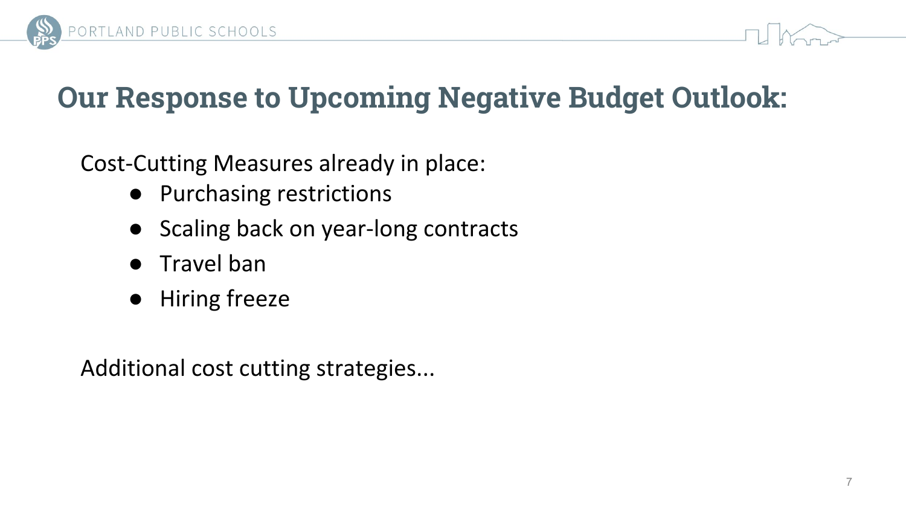# Our Response to Upcoming Negative Budget Outlook:

Cost-Cutting Measures already in place:

- Purchasing restrictions
- Scaling back on year-long contracts
- Travel ban
- Hiring freeze

Additional cost cutting strategies...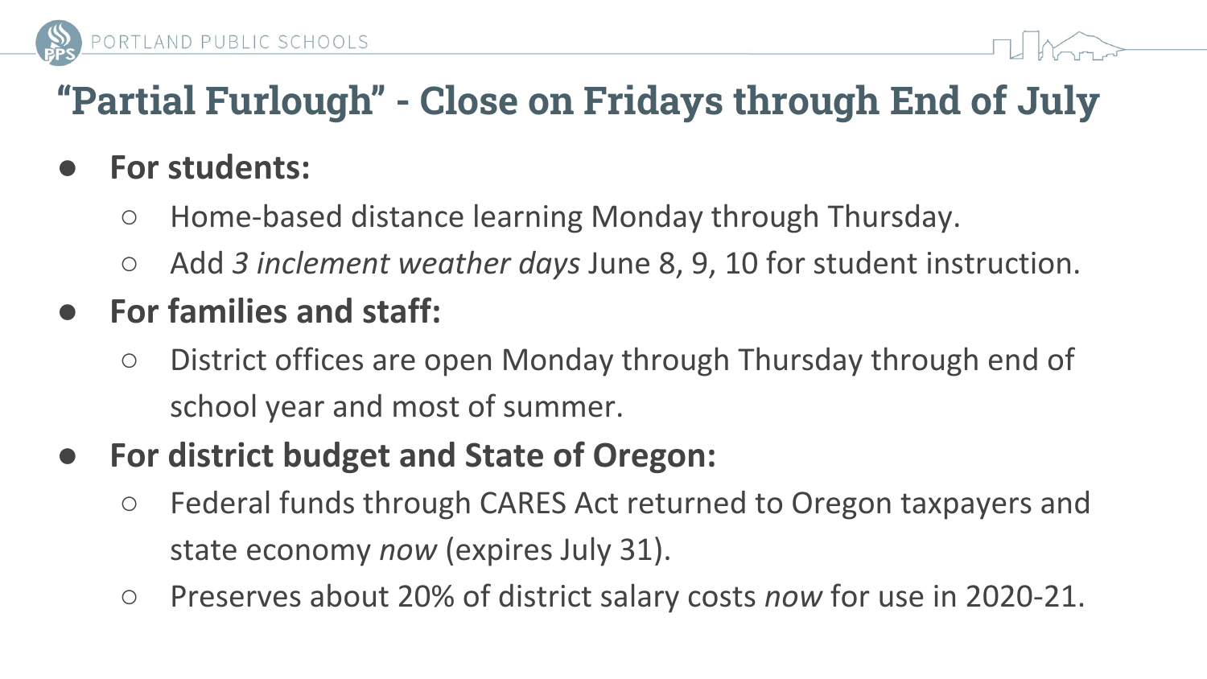# "Partial Furlough" - Close on Fridays through End of July

- **For students:**
  - Home-based distance learning Monday through Thursday.
  - Add *3 inclement weather days* June 8, 9, 10 for student instruction.
- **For families and staff:**
  - District offices are open Monday through Thursday through end of school year and most of summer.
- **For district budget and State of Oregon:**
  - Federal funds through CARES Act returned to Oregon taxpayers and state economy *now* (expires July 31).
  - Preserves about 20% of district salary costs *now* for use in 2020-21.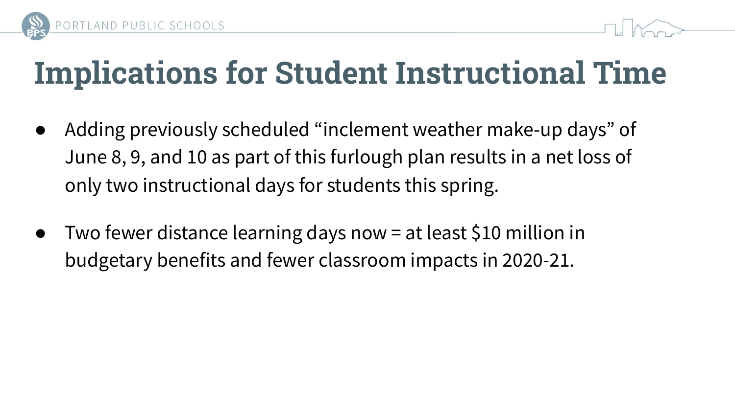# Implications for Student Instructional Time

- Adding previously scheduled “inclement weather make-up days” of June 8, 9, and 10 as part of this furlough plan results in a net loss of only two instructional days for students this spring.
- Two fewer distance learning days now = at least $10 million in budgetary benefits and fewer classroom impacts in 2020-21.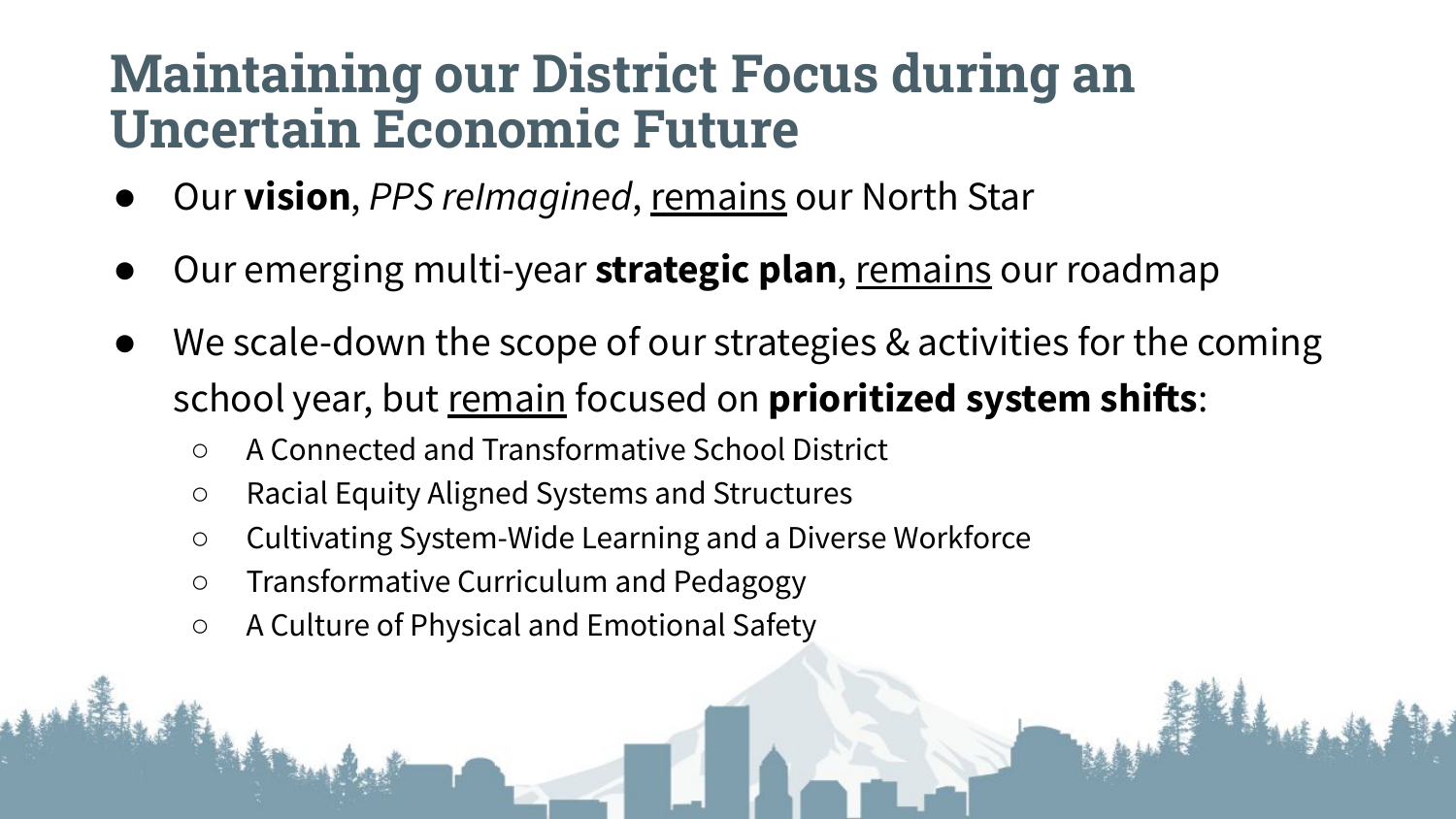# Maintaining our District Focus during an Uncertain Economic Future

- Our **vision**, *PPS reImagined*, <u>remains</u> our North Star
- Our emerging multi-year **strategic plan**, <u>remains</u> our roadmap
- We scale-down the scope of our strategies & activities for the coming school year, but <u>remain</u> focused on **prioritized system shifts**:
  - A Connected and Transformative School District
  - Racial Equity Aligned Systems and Structures
  - Cultivating System-Wide Learning and a Diverse Workforce
  - Transformative Curriculum and Pedagogy
  - A Culture of Physical and Emotional Safety